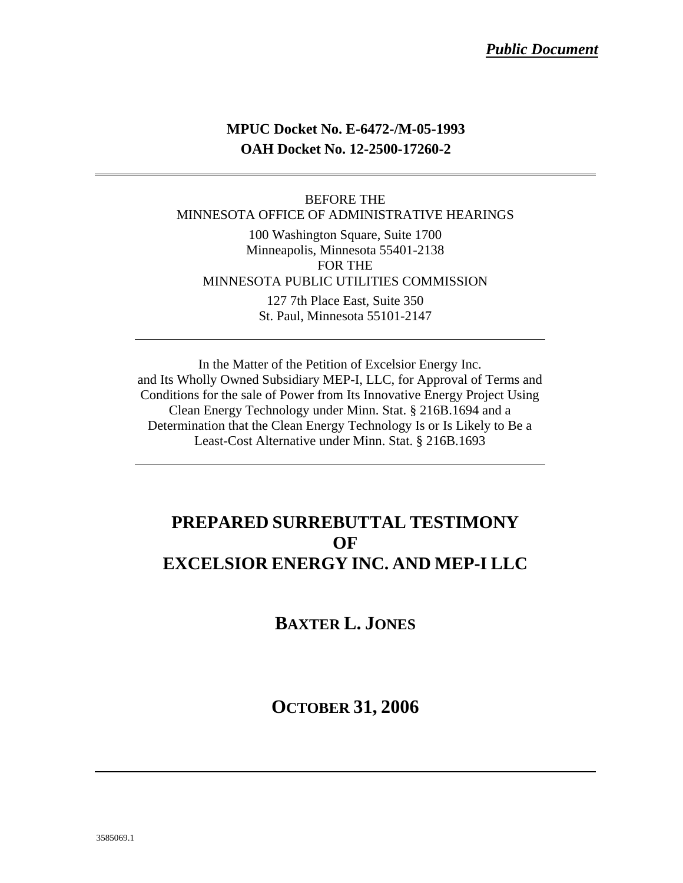*Public Document*

**MPUC Docket No. E-6472-/M-05-1993**
**OAH Docket No. 12-2500-17260-2**

---

BEFORE THE
MINNESOTA OFFICE OF ADMINISTRATIVE HEARINGS

100 Washington Square, Suite 1700
Minneapolis, Minnesota 55401-2138
FOR THE
MINNESOTA PUBLIC UTILITIES COMMISSION

127 7th Place East, Suite 350
St. Paul, Minnesota 55101-2147

---

In the Matter of the Petition of Excelsior Energy Inc. and Its Wholly Owned Subsidiary MEP-I, LLC, for Approval of Terms and Conditions for the sale of Power from Its Innovative Energy Project Using Clean Energy Technology under Minn. Stat. § 216B.1694 and a Determination that the Clean Energy Technology Is or Is Likely to Be a Least-Cost Alternative under Minn. Stat. § 216B.1693

---

# PREPARED SURREBUTTAL TESTIMONY OF EXCELSIOR ENERGY INC. AND MEP-I LLC

## BAXTER L. JONES

## OCTOBER 31, 2006

---

3585069.1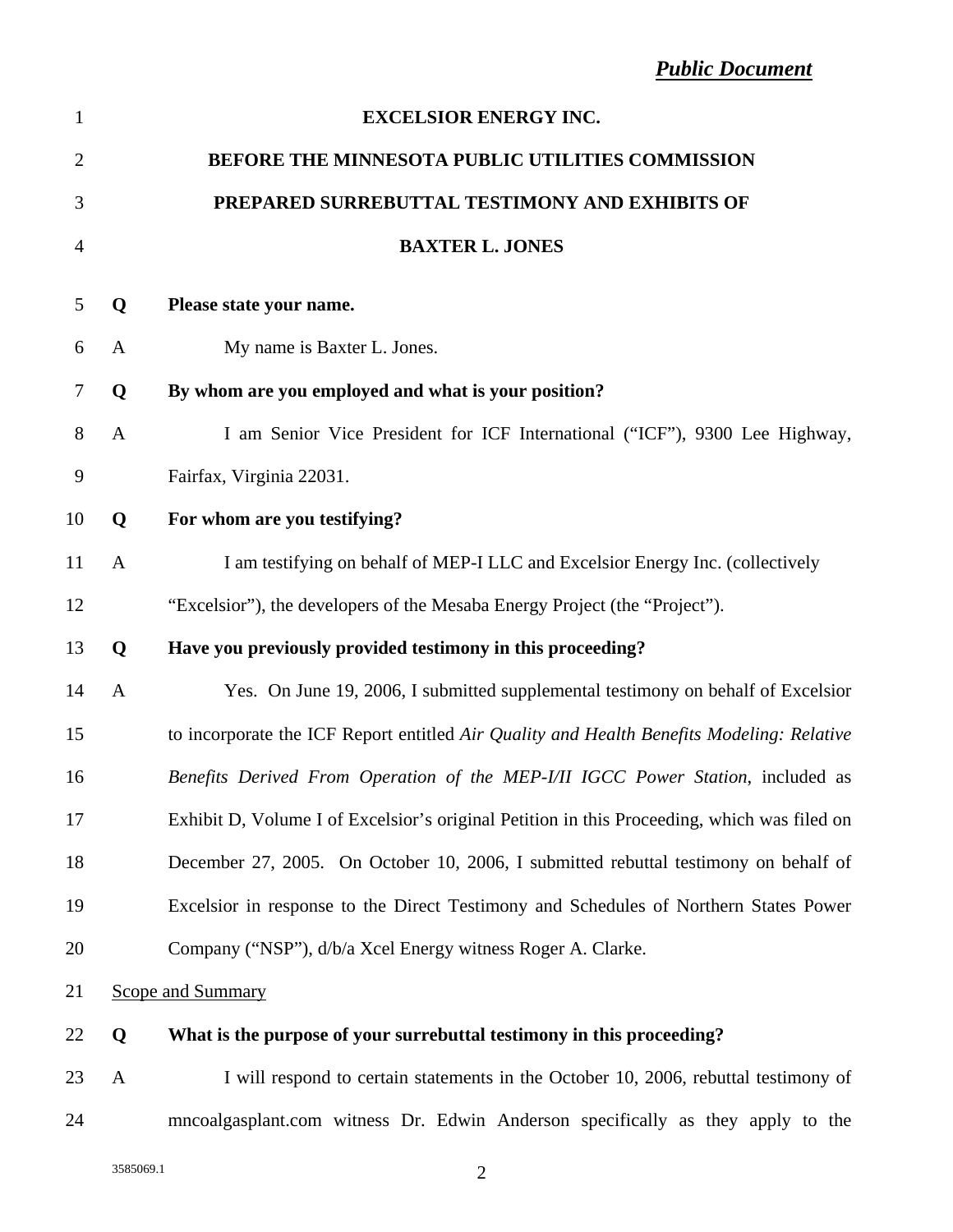*Public Document*

**EXCELSIOR ENERGY INC.**

**BEFORE THE MINNESOTA PUBLIC UTILITIES COMMISSION**

**PREPARED SURREBUTTAL TESTIMONY AND EXHIBITS OF**

**BAXTER L. JONES**

**Q Please state your name.**

A My name is Baxter L. Jones.

**Q By whom are you employed and what is your position?**

A I am Senior Vice President for ICF International ("ICF"), 9300 Lee Highway, Fairfax, Virginia 22031.

**Q For whom are you testifying?**

A I am testifying on behalf of MEP-I LLC and Excelsior Energy Inc. (collectively "Excelsior"), the developers of the Mesaba Energy Project (the "Project").

**Q Have you previously provided testimony in this proceeding?**

A Yes. On June 19, 2006, I submitted supplemental testimony on behalf of Excelsior to incorporate the ICF Report entitled *Air Quality and Health Benefits Modeling: Relative Benefits Derived From Operation of the MEP-I/II IGCC Power Station*, included as Exhibit D, Volume I of Excelsior's original Petition in this Proceeding, which was filed on December 27, 2005. On October 10, 2006, I submitted rebuttal testimony on behalf of Excelsior in response to the Direct Testimony and Schedules of Northern States Power Company ("NSP"), d/b/a Xcel Energy witness Roger A. Clarke.

Scope and Summary

**Q What is the purpose of your surrebuttal testimony in this proceeding?**

A I will respond to certain statements in the October 10, 2006, rebuttal testimony of mncoalgasplant.com witness Dr. Edwin Anderson specifically as they apply to the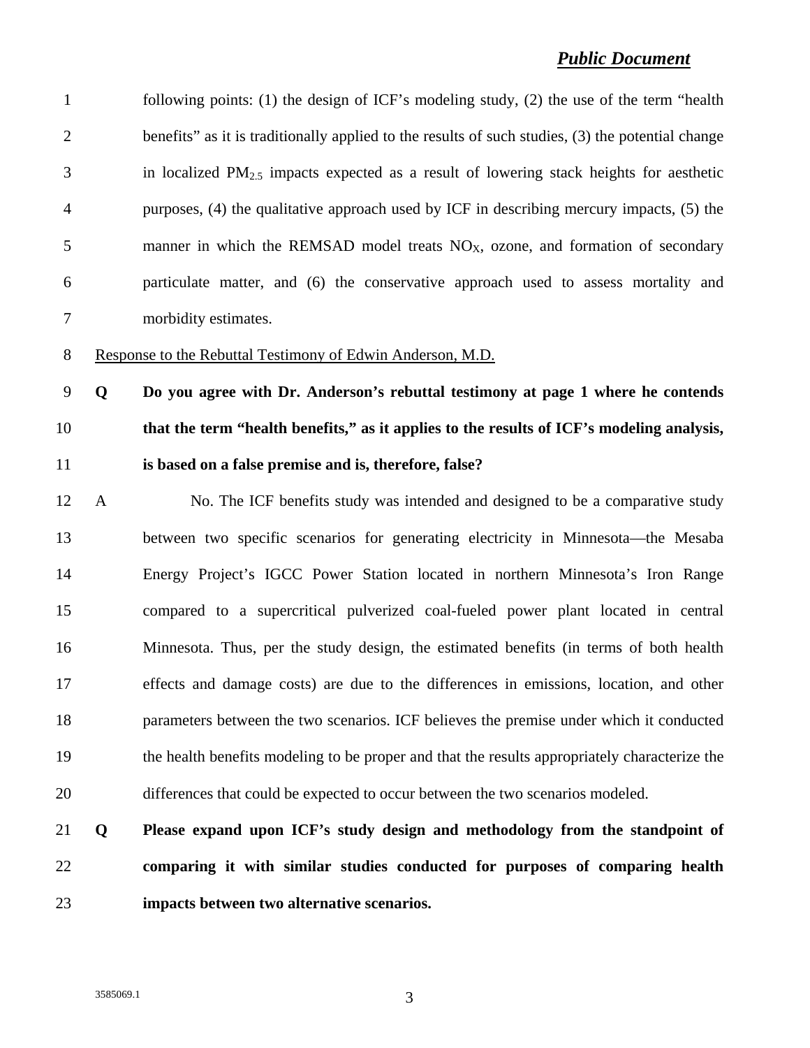following points: (1) the design of ICF's modeling study, (2) the use of the term "health benefits" as it is traditionally applied to the results of such studies, (3) the potential change in localized $PM_{2.5}$ impacts expected as a result of lowering stack heights for aesthetic purposes, (4) the qualitative approach used by ICF in describing mercury impacts, (5) the manner in which the REMSAD model treats $NO_X$, ozone, and formation of secondary particulate matter, and (6) the conservative approach used to assess mortality and morbidity estimates.

Response to the Rebuttal Testimony of Edwin Anderson, M.D.

**Q Do you agree with Dr. Anderson's rebuttal testimony at page 1 where he contends that the term "health benefits," as it applies to the results of ICF's modeling analysis, is based on a false premise and is, therefore, false?**

A No. The ICF benefits study was intended and designed to be a comparative study between two specific scenarios for generating electricity in Minnesota—the Mesaba Energy Project's IGCC Power Station located in northern Minnesota's Iron Range compared to a supercritical pulverized coal-fueled power plant located in central Minnesota. Thus, per the study design, the estimated benefits (in terms of both health effects and damage costs) are due to the differences in emissions, location, and other parameters between the two scenarios. ICF believes the premise under which it conducted the health benefits modeling to be proper and that the results appropriately characterize the differences that could be expected to occur between the two scenarios modeled.

**Q Please expand upon ICF's study design and methodology from the standpoint of comparing it with similar studies conducted for purposes of comparing health impacts between two alternative scenarios.**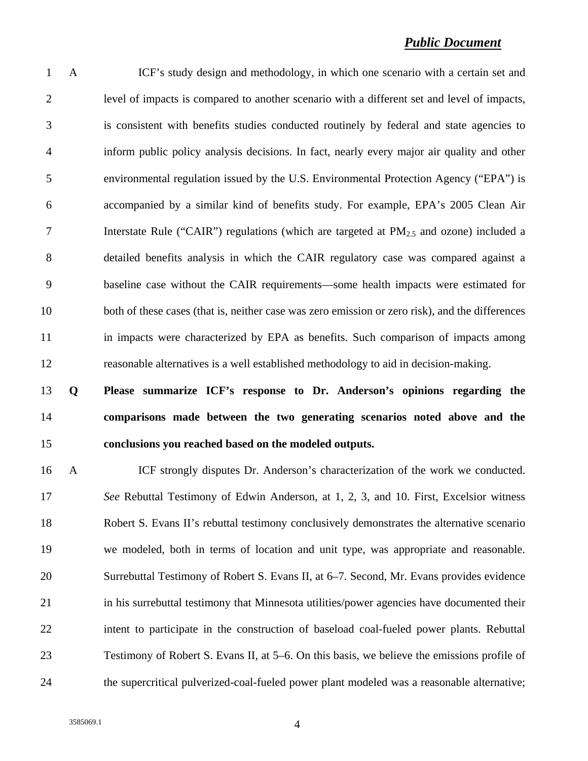A ICF's study design and methodology, in which one scenario with a certain set and level of impacts is compared to another scenario with a different set and level of impacts, is consistent with benefits studies conducted routinely by federal and state agencies to inform public policy analysis decisions. In fact, nearly every major air quality and other environmental regulation issued by the U.S. Environmental Protection Agency ("EPA") is accompanied by a similar kind of benefits study. For example, EPA's 2005 Clean Air Interstate Rule ("CAIR") regulations (which are targeted at $PM_{2.5}$ and ozone) included a detailed benefits analysis in which the CAIR regulatory case was compared against a baseline case without the CAIR requirements—some health impacts were estimated for both of these cases (that is, neither case was zero emission or zero risk), and the differences in impacts were characterized by EPA as benefits. Such comparison of impacts among reasonable alternatives is a well established methodology to aid in decision-making.

**Q Please summarize ICF's response to Dr. Anderson's opinions regarding the comparisons made between the two generating scenarios noted above and the conclusions you reached based on the modeled outputs.**

A ICF strongly disputes Dr. Anderson's characterization of the work we conducted. *See* Rebuttal Testimony of Edwin Anderson, at 1, 2, 3, and 10. First, Excelsior witness Robert S. Evans II's rebuttal testimony conclusively demonstrates the alternative scenario we modeled, both in terms of location and unit type, was appropriate and reasonable. Surrebuttal Testimony of Robert S. Evans II, at 6–7. Second, Mr. Evans provides evidence in his surrebuttal testimony that Minnesota utilities/power agencies have documented their intent to participate in the construction of baseload coal-fueled power plants. Rebuttal Testimony of Robert S. Evans II, at 5–6. On this basis, we believe the emissions profile of the supercritical pulverized-coal-fueled power plant modeled was a reasonable alternative;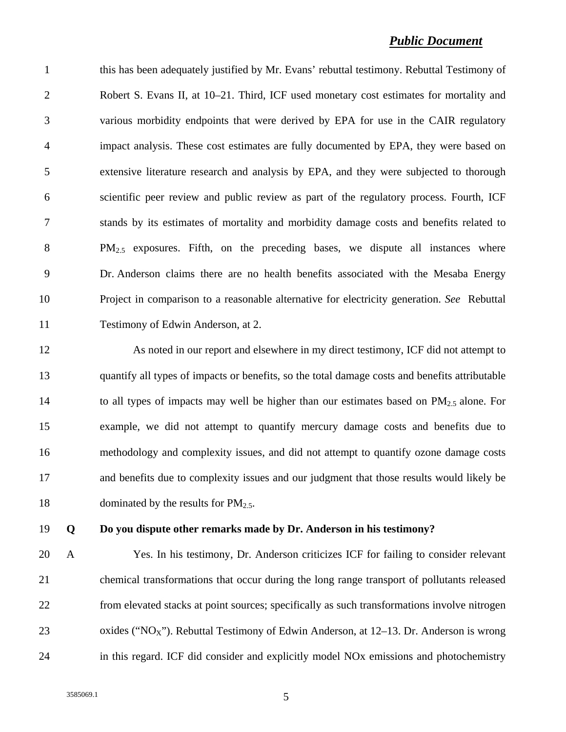this has been adequately justified by Mr. Evans' rebuttal testimony. Rebuttal Testimony of Robert S. Evans II, at 10–21. Third, ICF used monetary cost estimates for mortality and various morbidity endpoints that were derived by EPA for use in the CAIR regulatory impact analysis. These cost estimates are fully documented by EPA, they were based on extensive literature research and analysis by EPA, and they were subjected to thorough scientific peer review and public review as part of the regulatory process. Fourth, ICF stands by its estimates of mortality and morbidity damage costs and benefits related to $PM_{2.5}$ exposures. Fifth, on the preceding bases, we dispute all instances where Dr. Anderson claims there are no health benefits associated with the Mesaba Energy Project in comparison to a reasonable alternative for electricity generation. *See* Rebuttal Testimony of Edwin Anderson, at 2.

As noted in our report and elsewhere in my direct testimony, ICF did not attempt to quantify all types of impacts or benefits, so the total damage costs and benefits attributable to all types of impacts may well be higher than our estimates based on $PM_{2.5}$ alone. For example, we did not attempt to quantify mercury damage costs and benefits due to methodology and complexity issues, and did not attempt to quantify ozone damage costs and benefits due to complexity issues and our judgment that those results would likely be dominated by the results for $PM_{2.5}$.

**Q Do you dispute other remarks made by Dr. Anderson in his testimony?**

A Yes. In his testimony, Dr. Anderson criticizes ICF for failing to consider relevant chemical transformations that occur during the long range transport of pollutants released from elevated stacks at point sources; specifically as such transformations involve nitrogen oxides ("$NO_X$"). Rebuttal Testimony of Edwin Anderson, at 12–13. Dr. Anderson is wrong in this regard. ICF did consider and explicitly model NOx emissions and photochemistry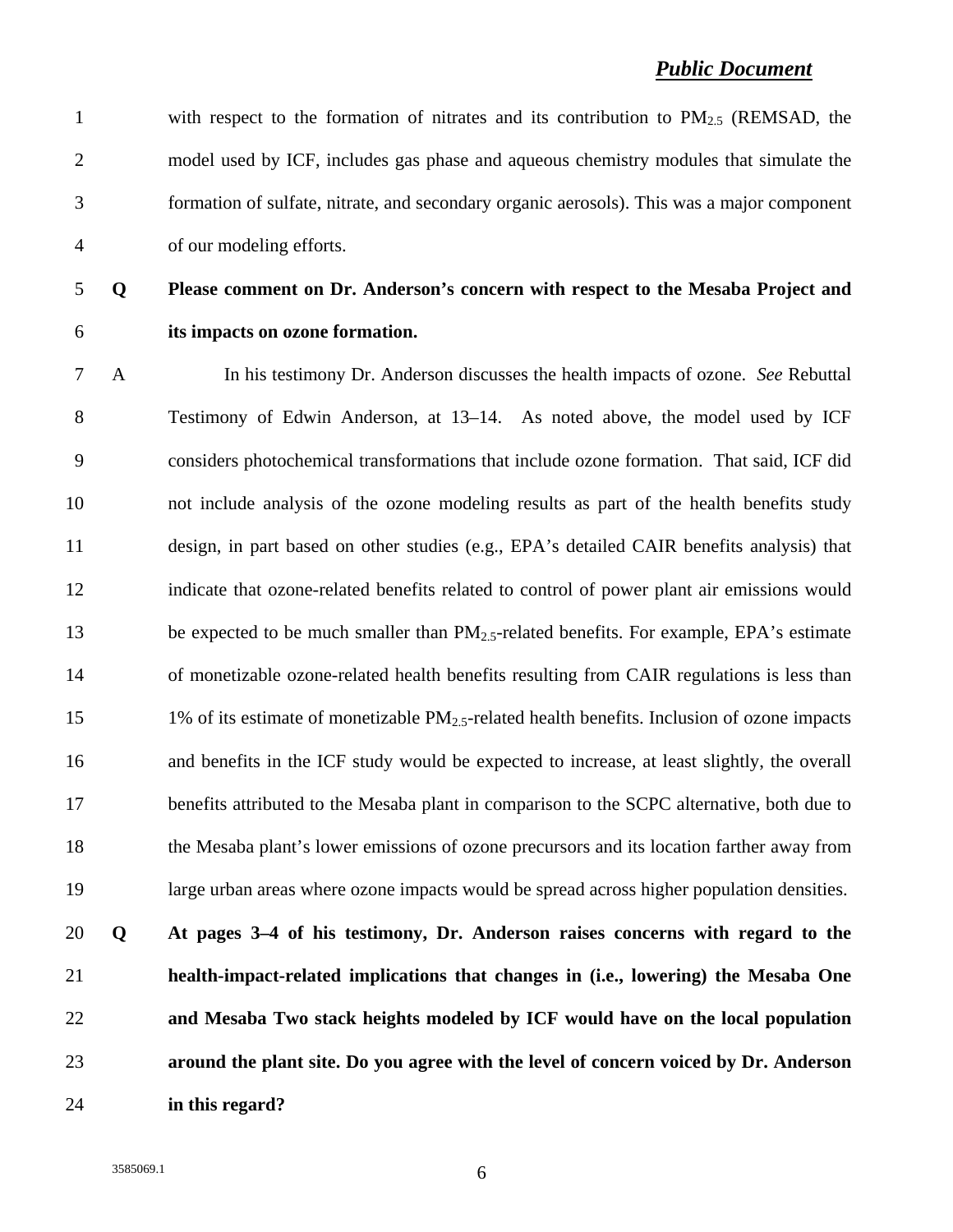**_Public Document_**

with respect to the formation of nitrates and its contribution to $PM_{2.5}$ (REMSAD, the model used by ICF, includes gas phase and aqueous chemistry modules that simulate the formation of sulfate, nitrate, and secondary organic aerosols). This was a major component of our modeling efforts.

**Q Please comment on Dr. Anderson's concern with respect to the Mesaba Project and its impacts on ozone formation.**

A In his testimony Dr. Anderson discusses the health impacts of ozone. *See* Rebuttal Testimony of Edwin Anderson, at 13–14. As noted above, the model used by ICF considers photochemical transformations that include ozone formation. That said, ICF did not include analysis of the ozone modeling results as part of the health benefits study design, in part based on other studies (e.g., EPA's detailed CAIR benefits analysis) that indicate that ozone-related benefits related to control of power plant air emissions would be expected to be much smaller than $PM_{2.5}$-related benefits. For example, EPA's estimate of monetizable ozone-related health benefits resulting from CAIR regulations is less than 1% of its estimate of monetizable $PM_{2.5}$-related health benefits. Inclusion of ozone impacts and benefits in the ICF study would be expected to increase, at least slightly, the overall benefits attributed to the Mesaba plant in comparison to the SCPC alternative, both due to the Mesaba plant's lower emissions of ozone precursors and its location farther away from large urban areas where ozone impacts would be spread across higher population densities.

**Q At pages 3–4 of his testimony, Dr. Anderson raises concerns with regard to the health-impact-related implications that changes in (i.e., lowering) the Mesaba One and Mesaba Two stack heights modeled by ICF would have on the local population around the plant site. Do you agree with the level of concern voiced by Dr. Anderson in this regard?**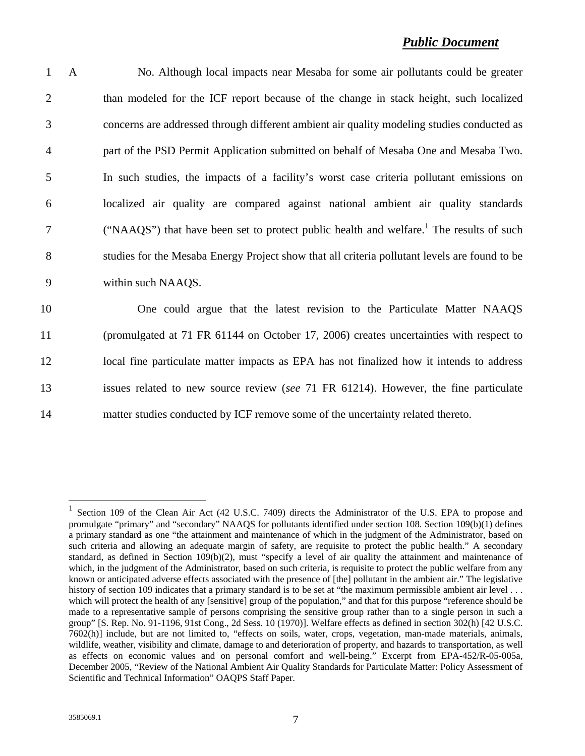*Public Document*

A No. Although local impacts near Mesaba for some air pollutants could be greater than modeled for the ICF report because of the change in stack height, such localized concerns are addressed through different ambient air quality modeling studies conducted as part of the PSD Permit Application submitted on behalf of Mesaba One and Mesaba Two. In such studies, the impacts of a facility's worst case criteria pollutant emissions on localized air quality are compared against national ambient air quality standards ("NAAQS") that have been set to protect public health and welfare.[1] The results of such studies for the Mesaba Energy Project show that all criteria pollutant levels are found to be within such NAAQS.

One could argue that the latest revision to the Particulate Matter NAAQS (promulgated at 71 FR 61144 on October 17, 2006) creates uncertainties with respect to local fine particulate matter impacts as EPA has not finalized how it intends to address issues related to new source review (*see* 71 FR 61214). However, the fine particulate matter studies conducted by ICF remove some of the uncertainty related thereto.

---

[1] Section 109 of the Clean Air Act (42 U.S.C. 7409) directs the Administrator of the U.S. EPA to propose and promulgate "primary" and "secondary" NAAQS for pollutants identified under section 108. Section 109(b)(1) defines a primary standard as one "the attainment and maintenance of which in the judgment of the Administrator, based on such criteria and allowing an adequate margin of safety, are requisite to protect the public health." A secondary standard, as defined in Section 109(b)(2), must "specify a level of air quality the attainment and maintenance of which, in the judgment of the Administrator, based on such criteria, is requisite to protect the public welfare from any known or anticipated adverse effects associated with the presence of [the] pollutant in the ambient air." The legislative history of section 109 indicates that a primary standard is to be set at "the maximum permissible ambient air level . . . which will protect the health of any [sensitive] group of the population," and that for this purpose "reference should be made to a representative sample of persons comprising the sensitive group rather than to a single person in such a group" [S. Rep. No. 91-1196, 91st Cong., 2d Sess. 10 (1970)]. Welfare effects as defined in section 302(h) [42 U.S.C. 7602(h)] include, but are not limited to, "effects on soils, water, crops, vegetation, man-made materials, animals, wildlife, weather, visibility and climate, damage to and deterioration of property, and hazards to transportation, as well as effects on economic values and on personal comfort and well-being." Excerpt from EPA-452/R-05-005a, December 2005, "Review of the National Ambient Air Quality Standards for Particulate Matter: Policy Assessment of Scientific and Technical Information" OAQPS Staff Paper.

3585069.1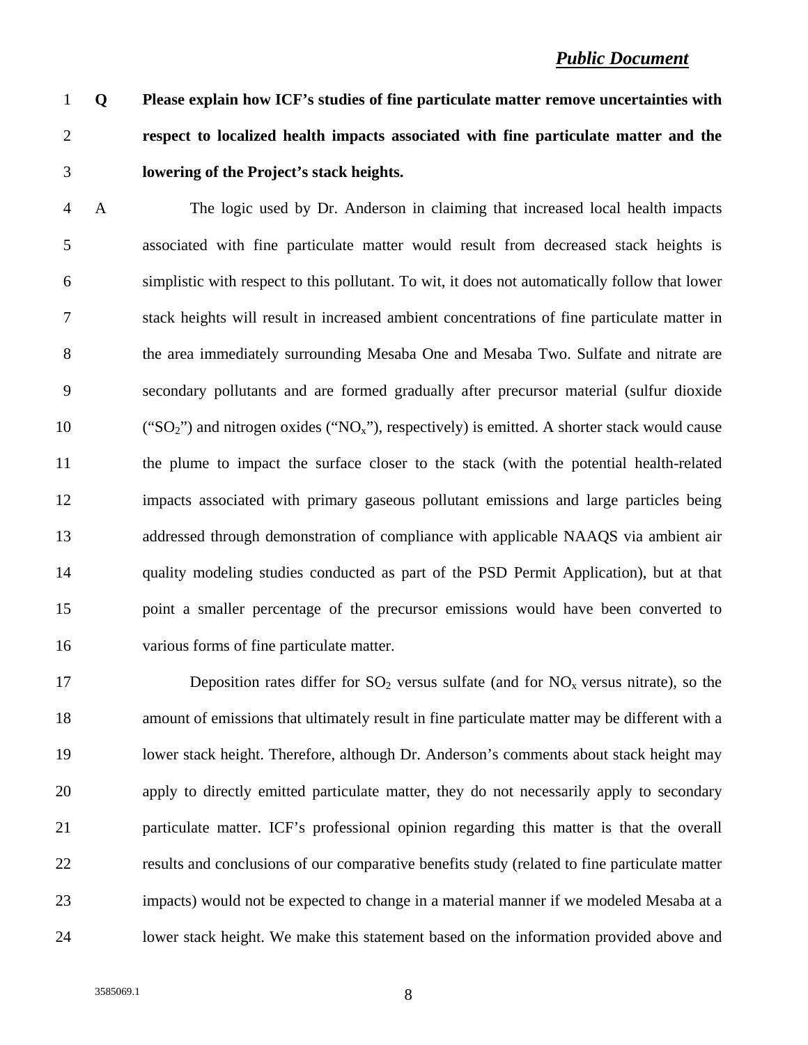***Public Document***

**Q Please explain how ICF's studies of fine particulate matter remove uncertainties with respect to localized health impacts associated with fine particulate matter and the lowering of the Project's stack heights.**

A The logic used by Dr. Anderson in claiming that increased local health impacts associated with fine particulate matter would result from decreased stack heights is simplistic with respect to this pollutant. To wit, it does not automatically follow that lower stack heights will result in increased ambient concentrations of fine particulate matter in the area immediately surrounding Mesaba One and Mesaba Two. Sulfate and nitrate are secondary pollutants and are formed gradually after precursor material (sulfur dioxide ("$SO_2$") and nitrogen oxides ("$NO_x$"), respectively) is emitted. A shorter stack would cause the plume to impact the surface closer to the stack (with the potential health-related impacts associated with primary gaseous pollutant emissions and large particles being addressed through demonstration of compliance with applicable NAAQS via ambient air quality modeling studies conducted as part of the PSD Permit Application), but at that point a smaller percentage of the precursor emissions would have been converted to various forms of fine particulate matter.

Deposition rates differ for $SO_2$ versus sulfate (and for $NO_x$ versus nitrate), so the amount of emissions that ultimately result in fine particulate matter may be different with a lower stack height. Therefore, although Dr. Anderson's comments about stack height may apply to directly emitted particulate matter, they do not necessarily apply to secondary particulate matter. ICF's professional opinion regarding this matter is that the overall results and conclusions of our comparative benefits study (related to fine particulate matter impacts) would not be expected to change in a material manner if we modeled Mesaba at a lower stack height. We make this statement based on the information provided above and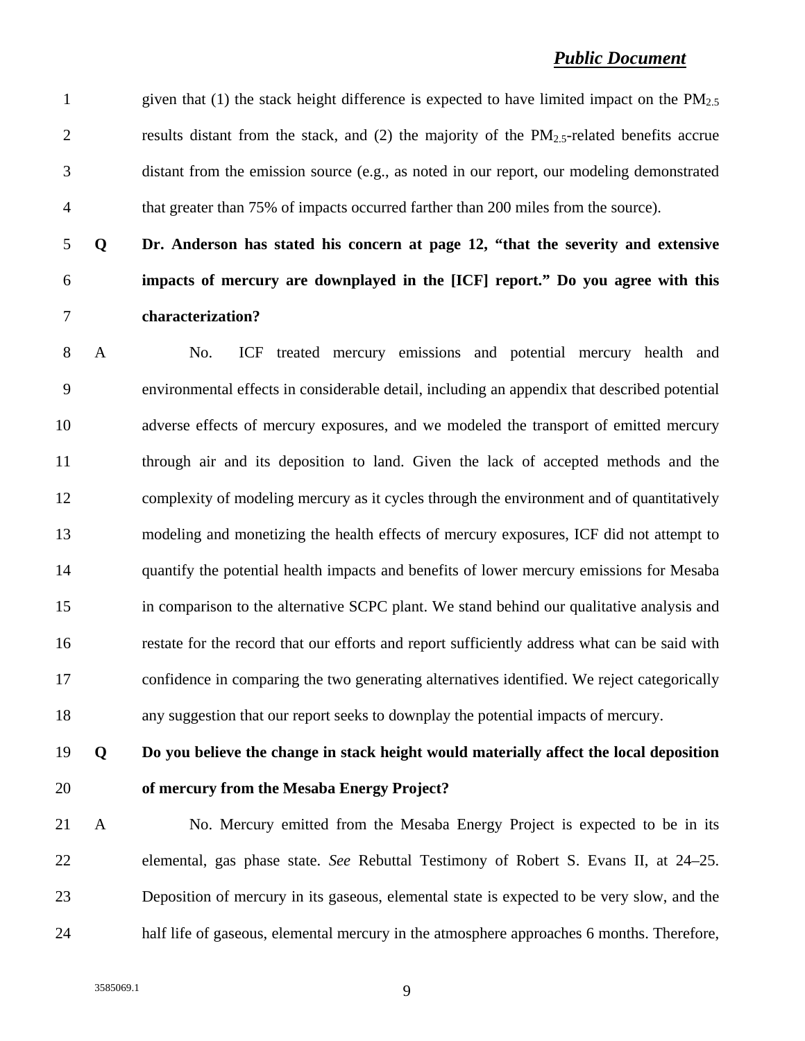*Public Document*

given that (1) the stack height difference is expected to have limited impact on the $PM_{2.5}$ results distant from the stack, and (2) the majority of the $PM_{2.5}$-related benefits accrue distant from the emission source (e.g., as noted in our report, our modeling demonstrated that greater than 75% of impacts occurred farther than 200 miles from the source).

**Q Dr. Anderson has stated his concern at page 12, "that the severity and extensive impacts of mercury are downplayed in the [ICF] report." Do you agree with this characterization?**

A No. ICF treated mercury emissions and potential mercury health and environmental effects in considerable detail, including an appendix that described potential adverse effects of mercury exposures, and we modeled the transport of emitted mercury through air and its deposition to land. Given the lack of accepted methods and the complexity of modeling mercury as it cycles through the environment and of quantitatively modeling and monetizing the health effects of mercury exposures, ICF did not attempt to quantify the potential health impacts and benefits of lower mercury emissions for Mesaba in comparison to the alternative SCPC plant. We stand behind our qualitative analysis and restate for the record that our efforts and report sufficiently address what can be said with confidence in comparing the two generating alternatives identified. We reject categorically any suggestion that our report seeks to downplay the potential impacts of mercury.

**Q Do you believe the change in stack height would materially affect the local deposition of mercury from the Mesaba Energy Project?**

A No. Mercury emitted from the Mesaba Energy Project is expected to be in its elemental, gas phase state. *See* Rebuttal Testimony of Robert S. Evans II, at 24–25. Deposition of mercury in its gaseous, elemental state is expected to be very slow, and the half life of gaseous, elemental mercury in the atmosphere approaches 6 months. Therefore,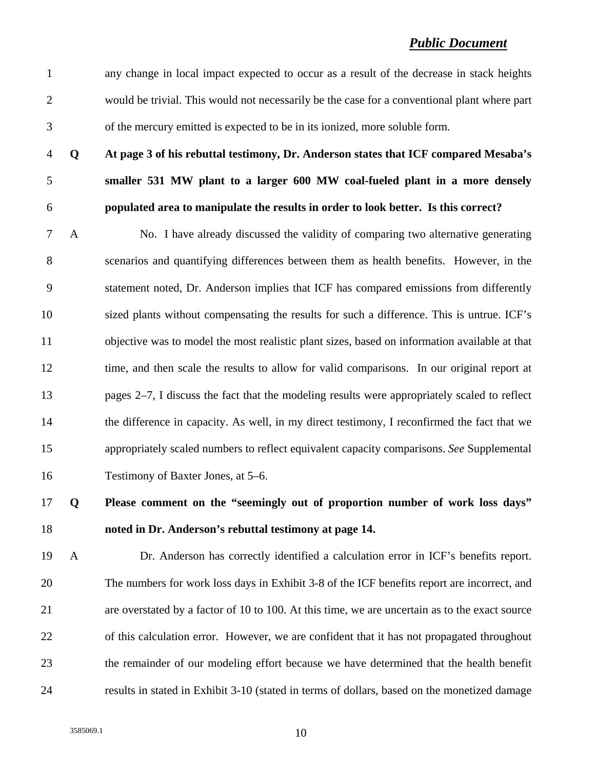any change in local impact expected to occur as a result of the decrease in stack heights would be trivial. This would not necessarily be the case for a conventional plant where part of the mercury emitted is expected to be in its ionized, more soluble form.

**Q At page 3 of his rebuttal testimony, Dr. Anderson states that ICF compared Mesaba's smaller 531 MW plant to a larger 600 MW coal-fueled plant in a more densely populated area to manipulate the results in order to look better. Is this correct?**

A No. I have already discussed the validity of comparing two alternative generating scenarios and quantifying differences between them as health benefits. However, in the statement noted, Dr. Anderson implies that ICF has compared emissions from differently sized plants without compensating the results for such a difference. This is untrue. ICF's objective was to model the most realistic plant sizes, based on information available at that time, and then scale the results to allow for valid comparisons. In our original report at pages 2–7, I discuss the fact that the modeling results were appropriately scaled to reflect the difference in capacity. As well, in my direct testimony, I reconfirmed the fact that we appropriately scaled numbers to reflect equivalent capacity comparisons. *See* Supplemental Testimony of Baxter Jones, at 5–6.

**Q Please comment on the "seemingly out of proportion number of work loss days" noted in Dr. Anderson's rebuttal testimony at page 14.**

A Dr. Anderson has correctly identified a calculation error in ICF's benefits report. The numbers for work loss days in Exhibit 3-8 of the ICF benefits report are incorrect, and are overstated by a factor of 10 to 100. At this time, we are uncertain as to the exact source of this calculation error. However, we are confident that it has not propagated throughout the remainder of our modeling effort because we have determined that the health benefit results in stated in Exhibit 3-10 (stated in terms of dollars, based on the monetized damage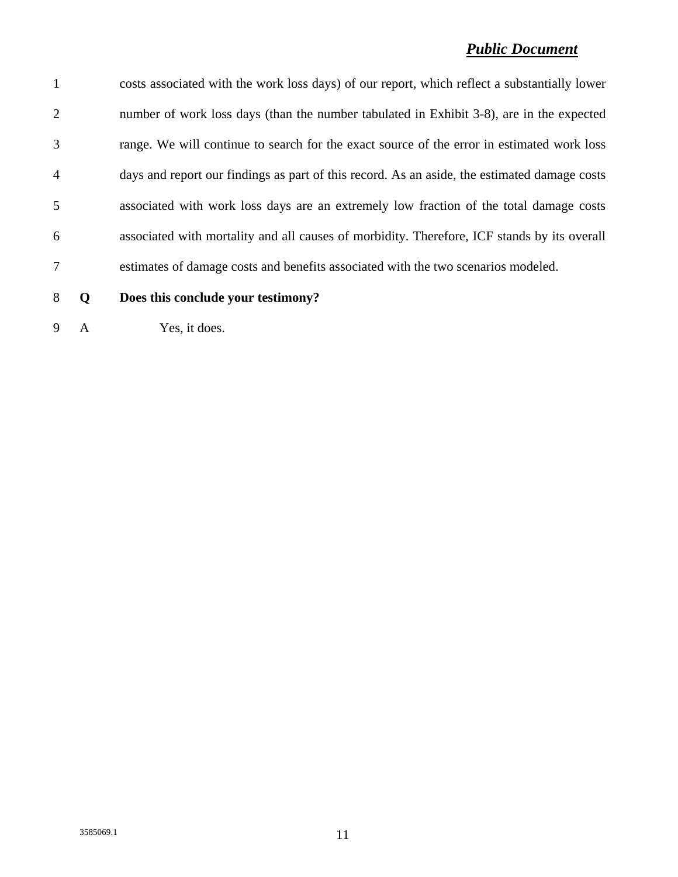costs associated with the work loss days) of our report, which reflect a substantially lower number of work loss days (than the number tabulated in Exhibit 3-8), are in the expected range. We will continue to search for the exact source of the error in estimated work loss days and report our findings as part of this record. As an aside, the estimated damage costs associated with work loss days are an extremely low fraction of the total damage costs associated with mortality and all causes of morbidity. Therefore, ICF stands by its overall estimates of damage costs and benefits associated with the two scenarios modeled.

**Q Does this conclude your testimony?**

A Yes, it does.